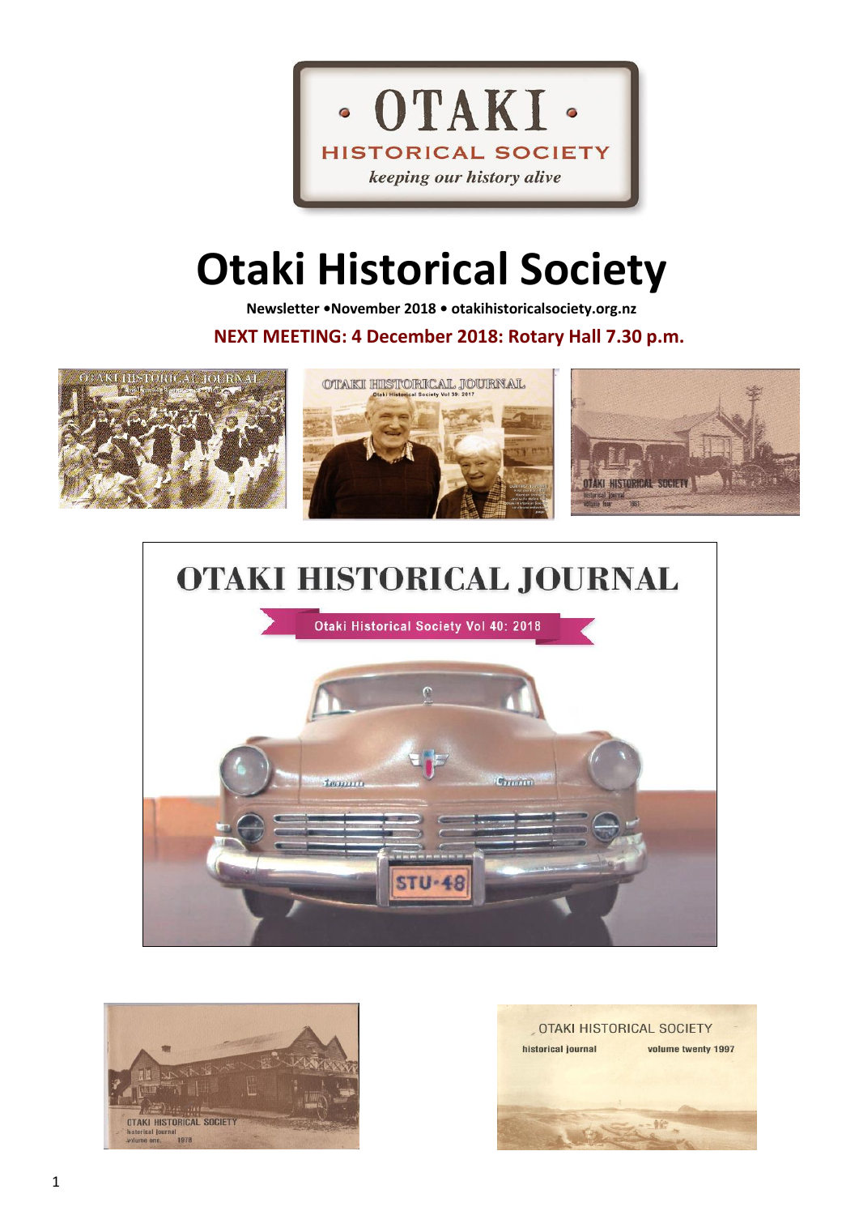OTAKI HISTORICAL SOCIETY

*keeping our history alive*

# Otaki Historical Society

**Newsletter •November 2018 • otakihistoricalsociety.org.nz**

**NEXT MEETING: 4 December 2018: Rotary Hall 7.30 p.m.**

OTAKI HISTORICAL JOURNAL

Otaki Historical Society Vol 40: 2018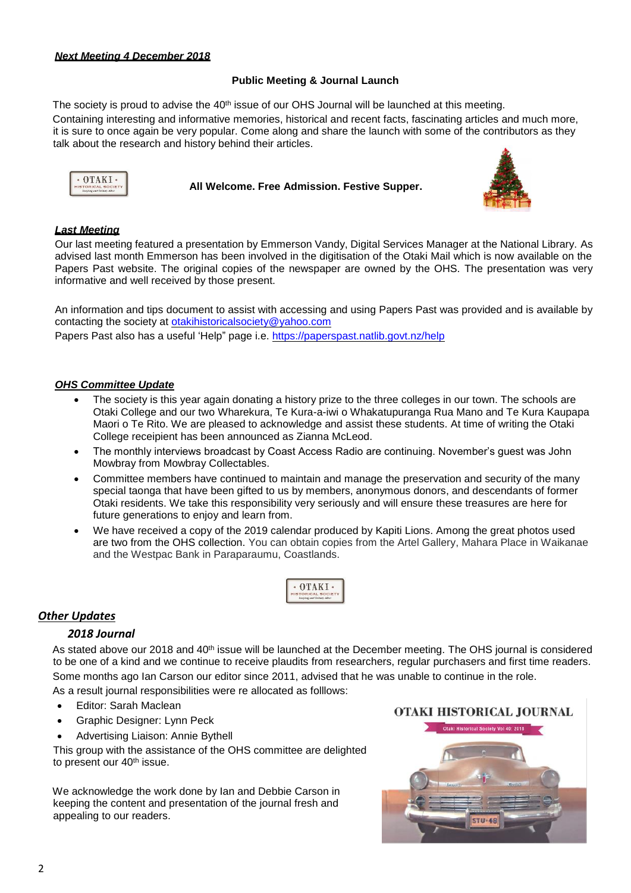***Next Meeting 4 December 2018***

**Public Meeting & Journal Launch**

The society is proud to advise the 40th issue of our OHS Journal will be launched at this meeting. Containing interesting and informative memories, historical and recent facts, fascinating articles and much more, it is sure to once again be very popular. Come along and share the launch with some of the contributors as they talk about the research and history behind their articles.

**All Welcome. Free Admission. Festive Supper.**

***Last Meeting***

Our last meeting featured a presentation by Emmerson Vandy, Digital Services Manager at the National Library. As advised last month Emmerson has been involved in the digitisation of the Otaki Mail which is now available on the Papers Past website. The original copies of the newspaper are owned by the OHS. The presentation was very informative and well received by those present.

An information and tips document to assist with accessing and using Papers Past was provided and is available by contacting the society at otakihistoricalsociety@yahoo.com

Papers Past also has a useful 'Help" page i.e. https://paperspast.natlib.govt.nz/help

***OHS Committee Update***

- The society is this year again donating a history prize to the three colleges in our town. The schools are Otaki College and our two Wharekura, Te Kura-a-iwi o Whakatupuranga Rua Mano and Te Kura Kaupapa Maori o Te Rito. We are pleased to acknowledge and assist these students. At time of writing the Otaki College receipient has been announced as Zianna McLeod.
- The monthly interviews broadcast by Coast Access Radio are continuing. November's guest was John Mowbray from Mowbray Collectables.
- Committee members have continued to maintain and manage the preservation and security of the many special taonga that have been gifted to us by members, anonymous donors, and descendants of former Otaki residents. We take this responsibility very seriously and will ensure these treasures are here for future generations to enjoy and learn from.
- We have received a copy of the 2019 calendar produced by Kapiti Lions. Among the great photos used are two from the OHS collection. You can obtain copies from the Artel Gallery, Mahara Place in Waikanae and the Westpac Bank in Paraparaumu, Coastlands.

## *Other Updates*

### *2018 Journal*

As stated above our 2018 and 40th issue will be launched at the December meeting. The OHS journal is considered to be one of a kind and we continue to receive plaudits from researchers, regular purchasers and first time readers.

Some months ago Ian Carson our editor since 2011, advised that he was unable to continue in the role.

As a result journal responsibilities were re allocated as folllows:

- Editor: Sarah Maclean
- Graphic Designer: Lynn Peck
- Advertising Liaison: Annie Bythell

This group with the assistance of the OHS committee are delighted to present our 40th issue.

We acknowledge the work done by Ian and Debbie Carson in keeping the content and presentation of the journal fresh and appealing to our readers.

OTAKI HISTORICAL JOURNAL

Otaki Historical Society Vol 40: 2018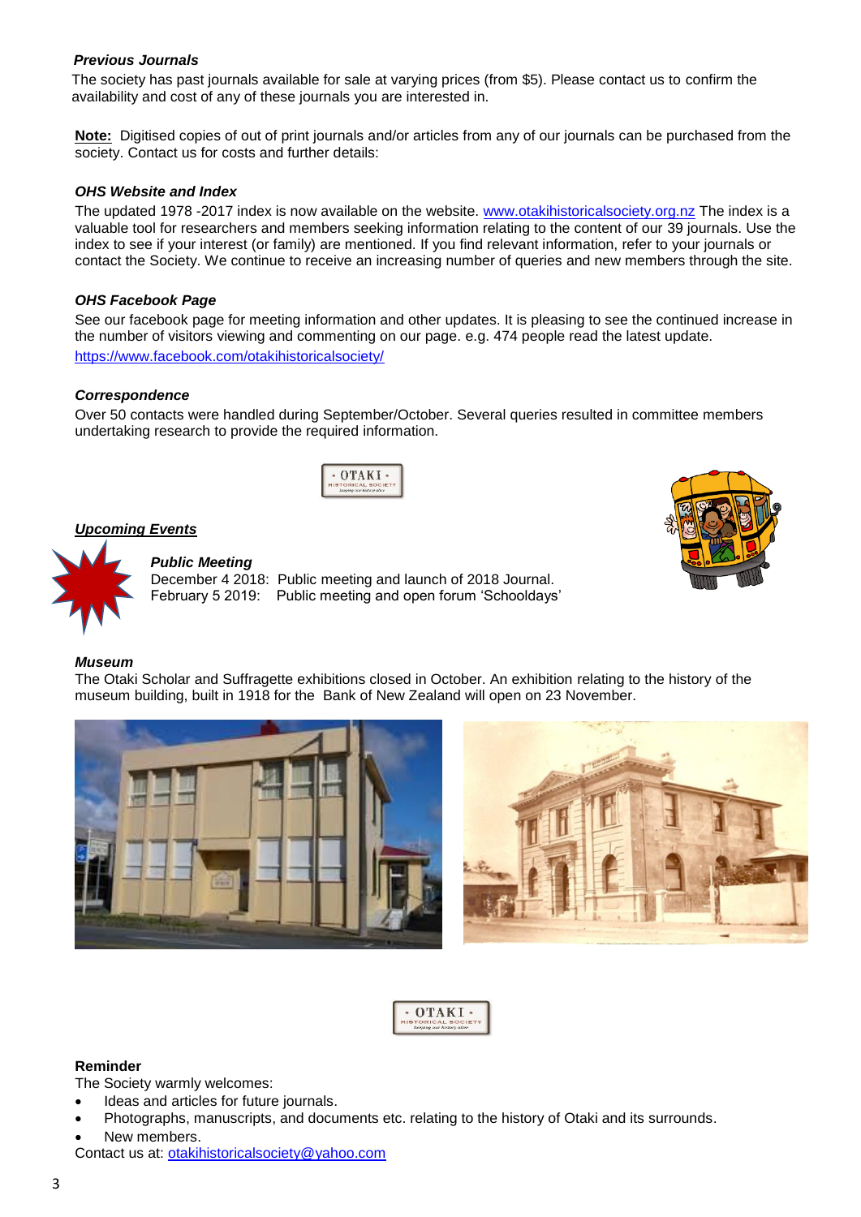### *Previous Journals*

The society has past journals available for sale at varying prices (from $5). Please contact us to confirm the availability and cost of any of these journals you are interested in.

**<u>Note:</u>** Digitised copies of out of print journals and/or articles from any of our journals can be purchased from the society. Contact us for costs and further details:

### *OHS Website and Index*

The updated 1978 -2017 index is now available on the website. [www.otakihistoricalsociety.org.nz](http://www.otakihistoricalsociety.org.nz) The index is a valuable tool for researchers and members seeking information relating to the content of our 39 journals. Use the index to see if your interest (or family) are mentioned. If you find relevant information, refer to your journals or contact the Society. We continue to receive an increasing number of queries and new members through the site.

### *OHS Facebook Page*

See our facebook page for meeting information and other updates. It is pleasing to see the continued increase in the number of visitors viewing and commenting on our page. e.g. 474 people read the latest update.
[https://www.facebook.com/otakihistoricalsociety/](https://www.facebook.com/otakihistoricalsociety/)

### *Correspondence*

Over 50 contacts were handled during September/October. Several queries resulted in committee members undertaking research to provide the required information.

## ***<u>Upcoming Events</u>***

### *Public Meeting*

December 4 2018: Public meeting and launch of 2018 Journal.
February 5 2019: Public meeting and open forum 'Schooldays'

### *Museum*

The Otaki Scholar and Suffragette exhibitions closed in October. An exhibition relating to the history of the museum building, built in 1918 for the Bank of New Zealand will open on 23 November.

### Reminder

The Society warmly welcomes:

- Ideas and articles for future journals.
- Photographs, manuscripts, and documents etc. relating to the history of Otaki and its surrounds.
- New members.

Contact us at: [otakihistoricalsociety@yahoo.com](mailto:otakihistoricalsociety@yahoo.com)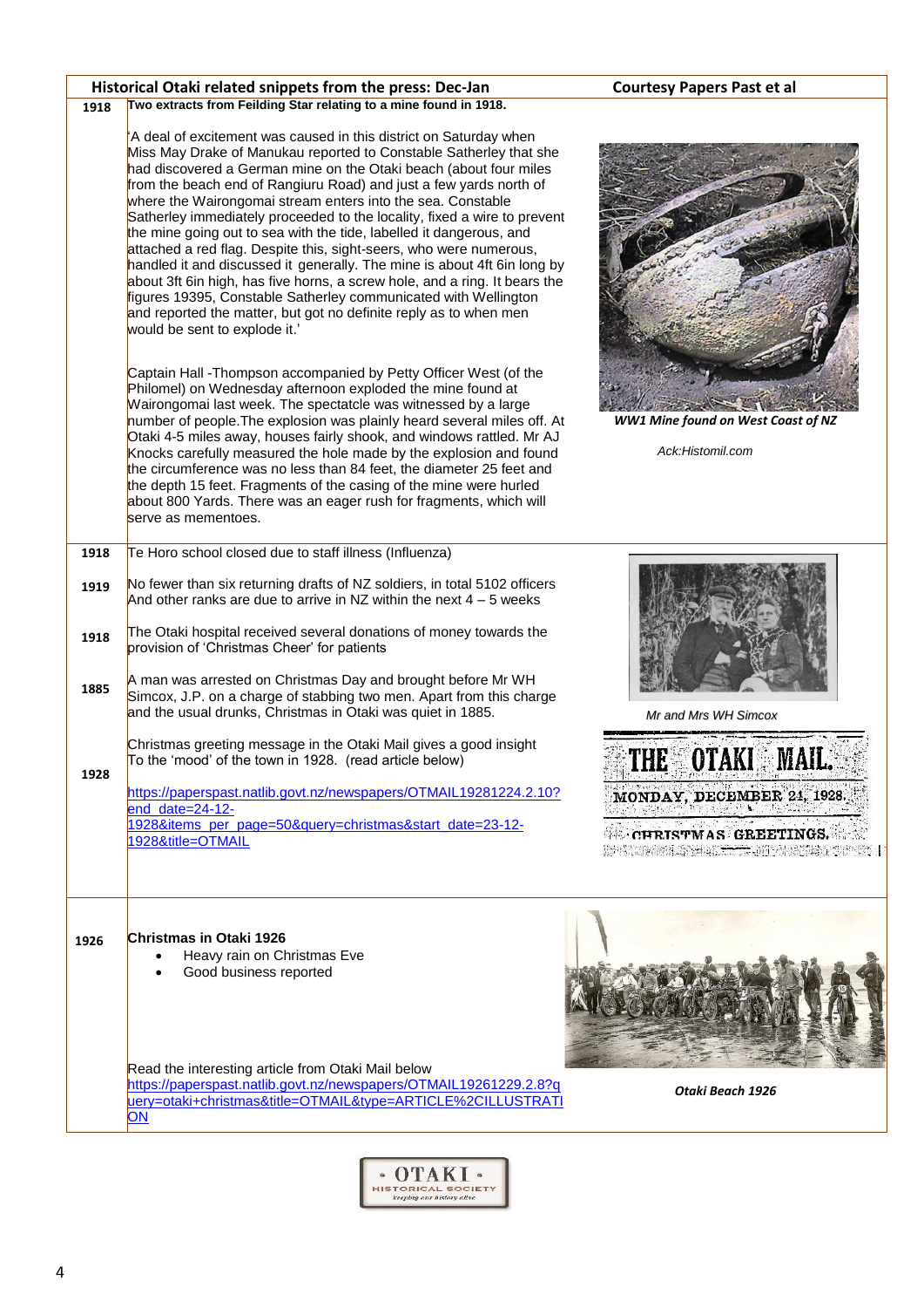**Historical Otaki related snippets from the press: Dec-Jan** — **Courtesy Papers Past et al**

**1918**

**Two extracts from Feilding Star relating to a mine found in 1918.**

'A deal of excitement was caused in this district on Saturday when Miss May Drake of Manukau reported to Constable Satherley that she had discovered a German mine on the Otaki beach (about four miles from the beach end of Rangiuru Road) and just a few yards north of where the Wairongomai stream enters into the sea. Constable Satherley immediately proceeded to the locality, fixed a wire to prevent the mine going out to sea with the tide, labelled it dangerous, and attached a red flag. Despite this, sight-seers, who were numerous, handled it and discussed it generally. The mine is about 4ft 6in long by about 3ft 6in high, has five horns, a screw hole, and a ring. It bears the figures 19395, Constable Satherley communicated with Wellington and reported the matter, but got no definite reply as to when men would be sent to explode it.'

Captain Hall -Thompson accompanied by Petty Officer West (of the Philomel) on Wednesday afternoon exploded the mine found at Wairongomai last week. The spectatcle was witnessed by a large number of people.The explosion was plainly heard several miles off. At Otaki 4-5 miles away, houses fairly shook, and windows rattled. Mr AJ Knocks carefully measured the hole made by the explosion and found the circumference was no less than 84 feet, the diameter 25 feet and the depth 15 feet. Fragments of the casing of the mine were hurled about 800 Yards. There was an eager rush for fragments, which will serve as mementoes.

*WW1 Mine found on West Coast of NZ*

*Ack:Histomil.com*

---

**1918** — Te Horo school closed due to staff illness (Influenza)

**1919** — No fewer than six returning drafts of NZ soldiers, in total 5102 officers And other ranks are due to arrive in NZ within the next 4 – 5 weeks

**1918** — The Otaki hospital received several donations of money towards the provision of 'Christmas Cheer' for patients

**1885** — A man was arrested on Christmas Day and brought before Mr WH Simcox, J.P. on a charge of stabbing two men. Apart from this charge and the usual drunks, Christmas in Otaki was quiet in 1885.

*Mr and Mrs WH Simcox*

**1928** — Christmas greeting message in the Otaki Mail gives a good insight To the 'mood' of the town in 1928. (read article below)

https://paperspast.natlib.govt.nz/newspapers/OTMAIL19281224.2.10?end_date=24-12-1928&items_per_page=50&query=christmas&start_date=23-12-1928&title=OTMAIL

THE OTAKI MAIL. MONDAY, DECEMBER 24, 1928. CHRISTMAS GREETINGS.

---

**1926**

**Christmas in Otaki 1926**

- Heavy rain on Christmas Eve
- Good business reported

Read the interesting article from Otaki Mail below
https://paperspast.natlib.govt.nz/newspapers/OTMAIL19261229.2.8?query=otaki+christmas&title=OTMAIL&type=ARTICLE%2CILLUSTRATION

***Otaki Beach 1926***

OTAKI HISTORICAL SOCIETY *keeping our history alive*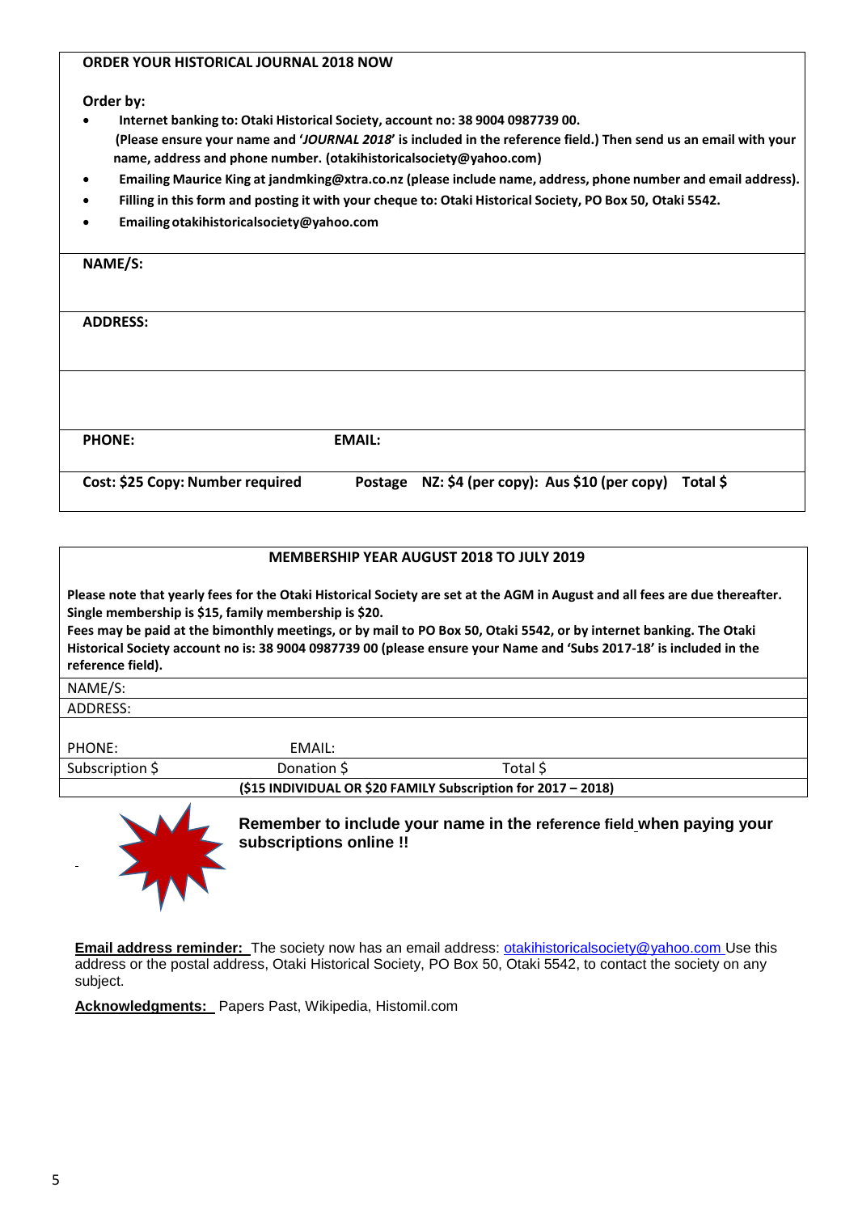**ORDER YOUR HISTORICAL JOURNAL 2018 NOW**

**Order by:**

- **Internet banking to: Otaki Historical Society, account no: 38 9004 0987739 00.**
  **(Please ensure your name and '*JOURNAL 2018*' is included in the reference field.) Then send us an email with your name, address and phone number. (otakihistoricalsociety@yahoo.com)**
- **Emailing Maurice King at jandmking@xtra.co.nz (please include name, address, phone number and email address).**
- **Filling in this form and posting it with your cheque to: Otaki Historical Society, PO Box 50, Otaki 5542.**
- **Emailing otakihistoricalsociety@yahoo.com**

| | |
|---|---|
| **NAME/S:** | |
| **ADDRESS:** | |
| | |
| **PHONE:** | **EMAIL:** |
| **Cost: $25 Copy: Number required** | **Postage NZ: $4 (per copy): Aus $10 (per copy) Total $** |

**MEMBERSHIP YEAR AUGUST 2018 TO JULY 2019**

**Please note that yearly fees for the Otaki Historical Society are set at the AGM in August and all fees are due thereafter. Single membership is $15, family membership is $20.**
**Fees may be paid at the bimonthly meetings, or by mail to PO Box 50, Otaki 5542, or by internet banking. The Otaki Historical Society account no is: 38 9004 0987739 00 (please ensure your Name and 'Subs 2017-18' is included in the reference field).**

| | | |
|---|---|---|
| NAME/S: | | |
| ADDRESS: | | |
| PHONE: | EMAIL: | |
| Subscription $ | Donation $ | Total $ |
| **($15 INDIVIDUAL OR $20 FAMILY Subscription for 2017 – 2018)** | | |

**Remember to include your name in the reference field when paying your subscriptions online !!**

**Email address reminder:** The society now has an email address: otakihistoricalsociety@yahoo.com Use this address or the postal address, Otaki Historical Society, PO Box 50, Otaki 5542, to contact the society on any subject.

**Acknowledgments:** Papers Past, Wikipedia, Histomil.com